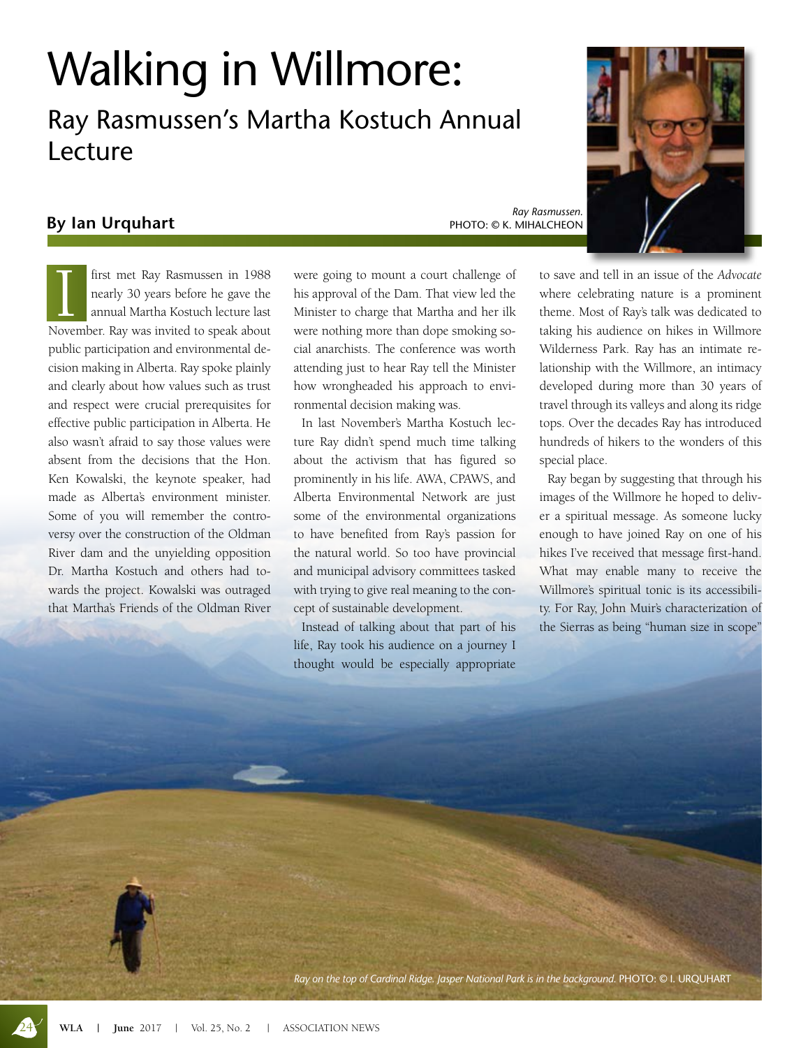# Walking in Willmore:

## Ray Rasmussen's Martha Kostuch Annual Lecture

**By Ian Urquhart**

*Ray Rasmussen.* PHOTO: © K. MIHALCHEON

I first met Ray Rasmussen in 1988 nearly 30 years before he gave the annual Martha Kostuch lecture last November. Ray was invited to speak about public participation and environmental decision making in Alberta. Ray spoke plainly and clearly about how values such as trust and respect were crucial prerequisites for effective public participation in Alberta. He also wasn't afraid to say those values were absent from the decisions that the Hon. Ken Kowalski, the keynote speaker, had made as Alberta's environment minister. Some of you will remember the controversy over the construction of the Oldman River dam and the unyielding opposition Dr. Martha Kostuch and others had towards the project. Kowalski was outraged that Martha's Friends of the Oldman River were going to mount a court challenge of his approval of the Dam. That view led the Minister to charge that Martha and her ilk were nothing more than dope smoking social anarchists. The conference was worth attending just to hear Ray tell the Minister how wrongheaded his approach to environmental decision making was.

In last November's Martha Kostuch lecture Ray didn't spend much time talking about the activism that has figured so prominently in his life. AWA, CPAWS, and Alberta Environmental Network are just some of the environmental organizations to have benefited from Ray's passion for the natural world. So too have provincial and municipal advisory committees tasked with trying to give real meaning to the concept of sustainable development.

Instead of talking about that part of his life, Ray took his audience on a journey I thought would be especially appropriate to save and tell in an issue of the *Advocate* where celebrating nature is a prominent theme. Most of Ray's talk was dedicated to taking his audience on hikes in Willmore Wilderness Park. Ray has an intimate relationship with the Willmore, an intimacy developed during more than 30 years of travel through its valleys and along its ridge tops. Over the decades Ray has introduced hundreds of hikers to the wonders of this special place.

Ray began by suggesting that through his images of the Willmore he hoped to deliver a spiritual message. As someone lucky enough to have joined Ray on one of his hikes I've received that message first-hand. What may enable many to receive the Willmore's spiritual tonic is its accessibility. For Ray, John Muir's characterization of the Sierras as being "human size in scope"

*Ray on the top of Cardinal Ridge. Jasper National Park is in the background.* PHOTO: © I. URQUHART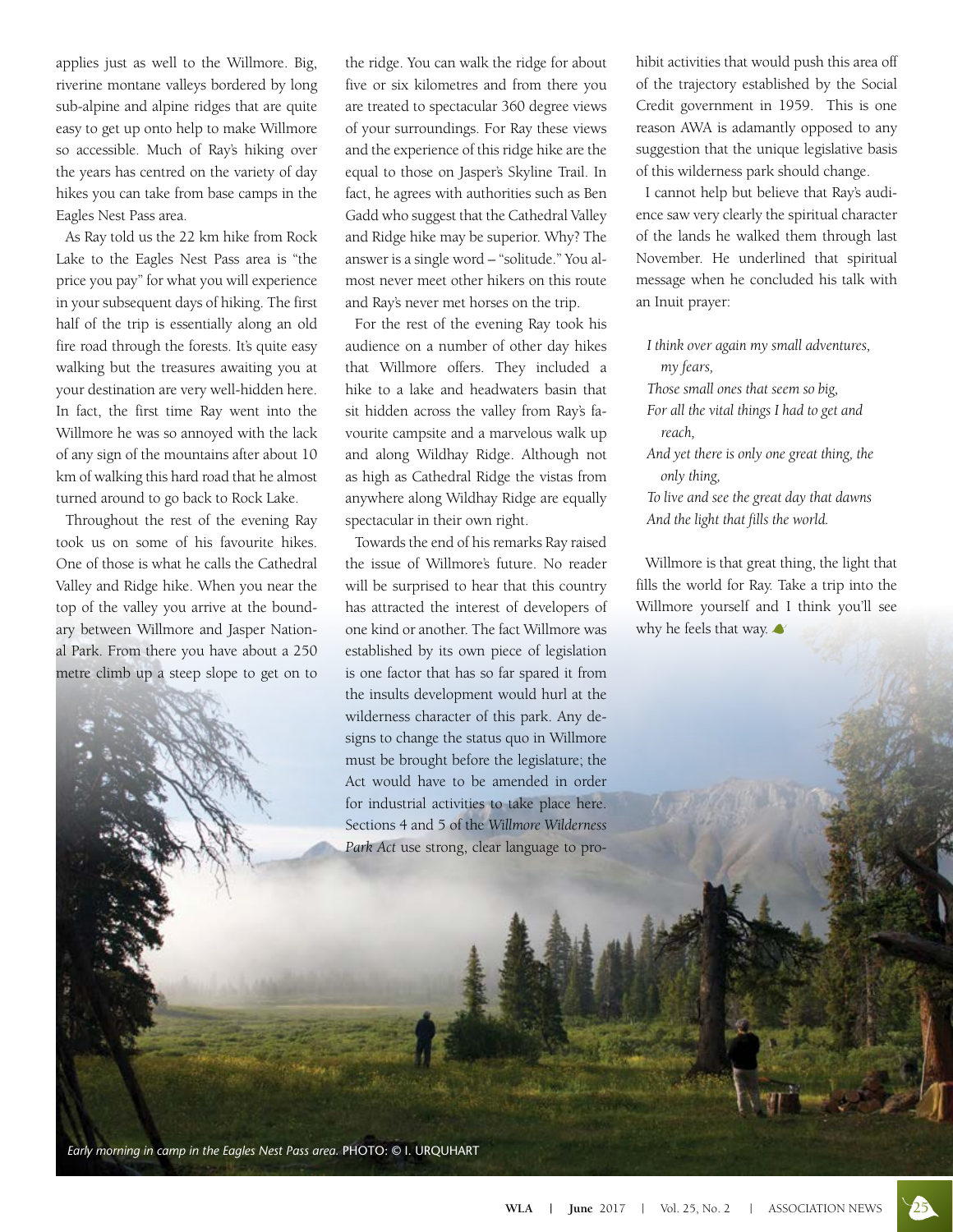applies just as well to the Willmore. Big, riverine montane valleys bordered by long sub-alpine and alpine ridges that are quite easy to get up onto help to make Willmore so accessible. Much of Ray's hiking over the years has centred on the variety of day hikes you can take from base camps in the Eagles Nest Pass area.

As Ray told us the 22 km hike from Rock Lake to the Eagles Nest Pass area is "the price you pay" for what you will experience in your subsequent days of hiking. The first half of the trip is essentially along an old fire road through the forests. It's quite easy walking but the treasures awaiting you at your destination are very well-hidden here. In fact, the first time Ray went into the Willmore he was so annoyed with the lack of any sign of the mountains after about 10 km of walking this hard road that he almost turned around to go back to Rock Lake.

Throughout the rest of the evening Ray took us on some of his favourite hikes. One of those is what he calls the Cathedral Valley and Ridge hike. When you near the top of the valley you arrive at the boundary between Willmore and Jasper National Park. From there you have about a 250 metre climb up a steep slope to get on to the ridge. You can walk the ridge for about five or six kilometres and from there you are treated to spectacular 360 degree views of your surroundings. For Ray these views and the experience of this ridge hike are the equal to those on Jasper's Skyline Trail. In fact, he agrees with authorities such as Ben Gadd who suggest that the Cathedral Valley and Ridge hike may be superior. Why? The answer is a single word – "solitude." You almost never meet other hikers on this route and Ray's never met horses on the trip.

For the rest of the evening Ray took his audience on a number of other day hikes that Willmore offers. They included a hike to a lake and headwaters basin that sit hidden across the valley from Ray's favourite campsite and a marvelous walk up and along Wildhay Ridge. Although not as high as Cathedral Ridge the vistas from anywhere along Wildhay Ridge are equally spectacular in their own right.

Towards the end of his remarks Ray raised the issue of Willmore's future. No reader will be surprised to hear that this country has attracted the interest of developers of one kind or another. The fact Willmore was established by its own piece of legislation is one factor that has so far spared it from the insults development would hurl at the wilderness character of this park. Any designs to change the status quo in Willmore must be brought before the legislature; the Act would have to be amended in order for industrial activities to take place here. Sections 4 and 5 of the *Willmore Wilderness Park Act* use strong, clear language to prohibit activities that would push this area off of the trajectory established by the Social Credit government in 1959. This is one reason AWA is adamantly opposed to any suggestion that the unique legislative basis of this wilderness park should change.

I cannot help but believe that Ray's audience saw very clearly the spiritual character of the lands he walked them through last November. He underlined that spiritual message when he concluded his talk with an Inuit prayer:

*I think over again my small adventures, my fears,*
*Those small ones that seem so big,*
*For all the vital things I had to get and reach,*
*And yet there is only one great thing, the only thing,*
*To live and see the great day that dawns*
*And the light that fills the world.*

Willmore is that great thing, the light that fills the world for Ray. Take a trip into the Willmore yourself and I think you'll see why he feels that way.

*Early morning in camp in the Eagles Nest Pass area.* PHOTO: © I. URQUHART